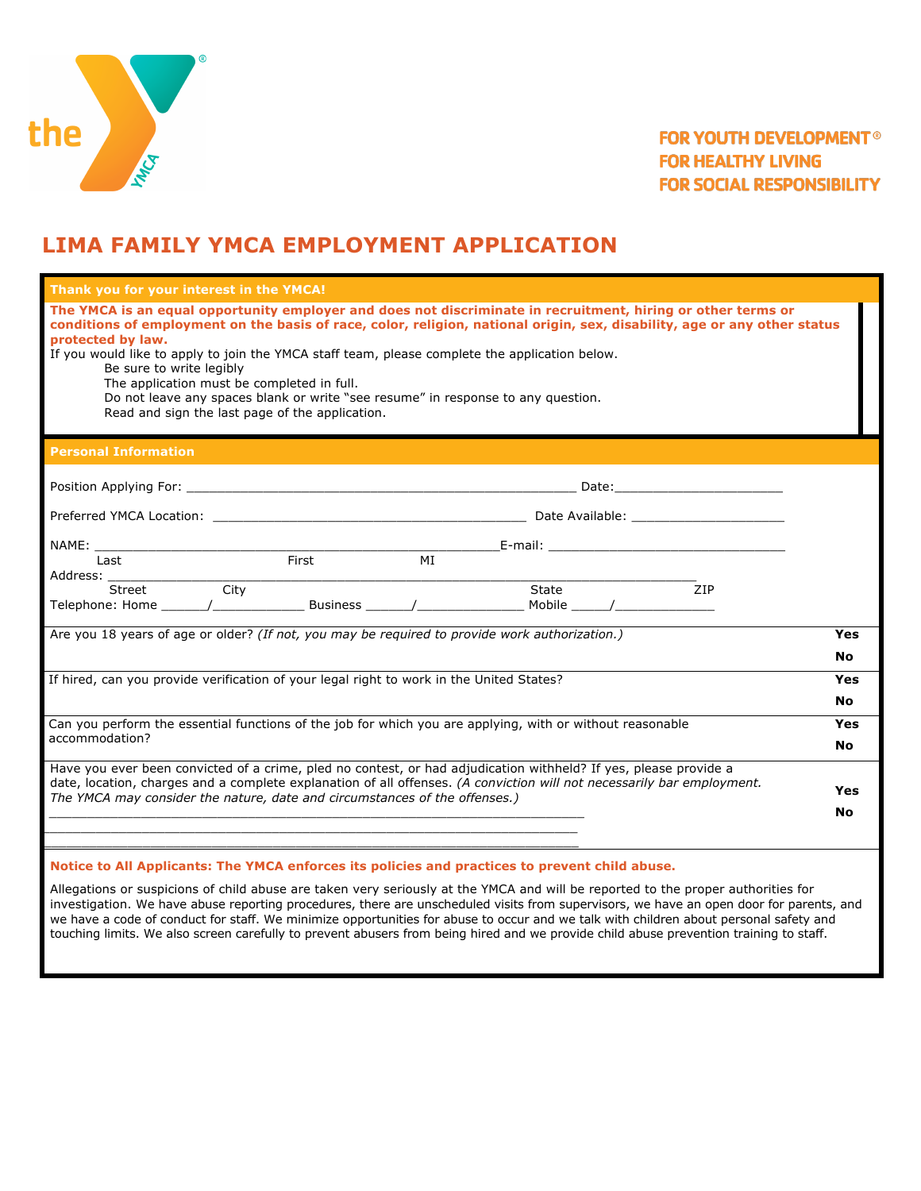FOR YOUTH DEVELOPMENT®
FOR HEALTHY LIVING
FOR SOCIAL RESPONSIBILITY

# LIMA FAMILY YMCA EMPLOYMENT APPLICATION

**Thank you for your interest in the YMCA!**

**The YMCA is an equal opportunity employer and does not discriminate in recruitment, hiring or other terms or conditions of employment on the basis of race, color, religion, national origin, sex, disability, age or any other status protected by law.**

If you would like to apply to join the YMCA staff team, please complete the application below.

- Be sure to write legibly
- The application must be completed in full.
- Do not leave any spaces blank or write "see resume" in response to any question.
- Read and sign the last page of the application.

## Personal Information

Position Applying For: ______________________________________________________ Date:_______________________

Preferred YMCA Location: ___________________________________________ Date Available: _____________________

NAME: _____________________________________________________E-mail: ________________________________
Last First MI

Address: ____________________________________________________________________________________
Street City State ZIP

Telephone: Home ______/____________ Business ______/______________ Mobile _____/_____________

| Question | Answer |
|---|---|
| Are you 18 years of age or older? *(If not, you may be required to provide work authorization.)* | **Yes** **No** |
| If hired, can you provide verification of your legal right to work in the United States? | **Yes** **No** |
| Can you perform the essential functions of the job for which you are applying, with or without reasonable accommodation? | **Yes** **No** |
| Have you ever been convicted of a crime, pled no contest, or had adjudication withheld? If yes, please provide a date, location, charges and a complete explanation of all offenses. *(A conviction will not necessarily bar employment. The YMCA may consider the nature, date and circumstances of the offenses.)* ________________________________________________________________________ ________________________________________________________________________ ________________________________________________________________________ | **Yes** **No** |

**Notice to All Applicants: The YMCA enforces its policies and practices to prevent child abuse.**

Allegations or suspicions of child abuse are taken very seriously at the YMCA and will be reported to the proper authorities for investigation. We have abuse reporting procedures, there are unscheduled visits from supervisors, we have an open door for parents, and we have a code of conduct for staff. We minimize opportunities for abuse to occur and we talk with children about personal safety and touching limits. We also screen carefully to prevent abusers from being hired and we provide child abuse prevention training to staff.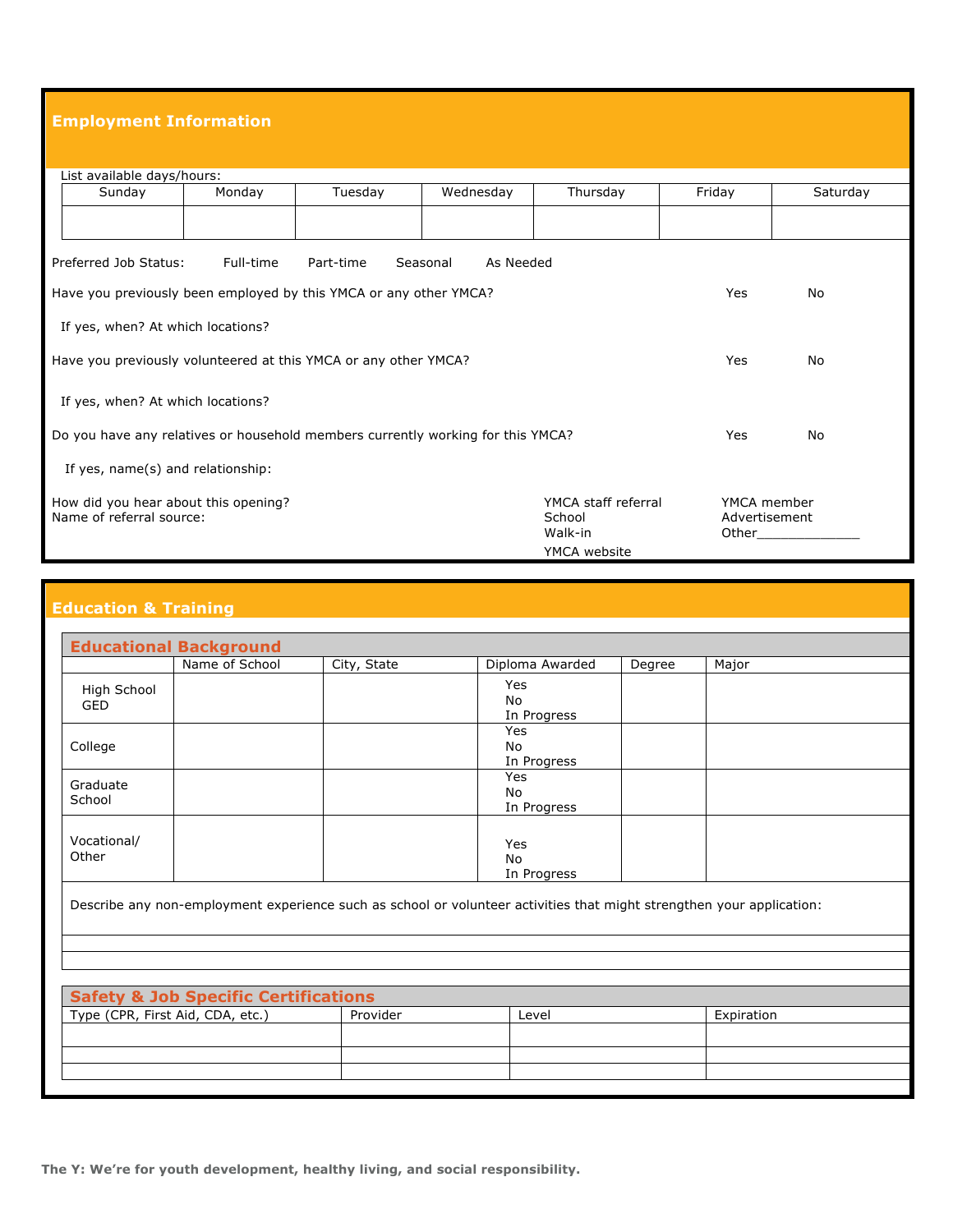## Employment Information

List available days/hours:

| Sunday | Monday | Tuesday | Wednesday | Thursday | Friday | Saturday |
|---|---|---|---|---|---|---|
| | | | | | | |

Preferred Job Status: Full-time Part-time Seasonal As Needed

Have you previously been employed by this YMCA or any other YMCA? Yes No

If yes, when? At which locations?

Have you previously volunteered at this YMCA or any other YMCA? Yes No

If yes, when? At which locations?

Do you have any relatives or household members currently working for this YMCA? Yes No

If yes, name(s) and relationship:

How did you hear about this opening?
Name of referral source:

YMCA staff referral
School
Walk-in
YMCA website
YMCA member
Advertisement
Other_____________

## Education & Training

### Educational Background

| | Name of School | City, State | Diploma Awarded | Degree | Major |
|---|---|---|---|---|---|
| High School GED | | | Yes No In Progress | | |
| College | | | Yes No In Progress | | |
| Graduate School | | | Yes No In Progress | | |
| Vocational/ Other | | | Yes No In Progress | | |

Describe any non-employment experience such as school or volunteer activities that might strengthen your application:

### Safety & Job Specific Certifications

| Type (CPR, First Aid, CDA, etc.) | Provider | Level | Expiration |
|---|---|---|---|
| | | | |
| | | | |
| | | | |

**The Y: We're for youth development, healthy living, and social responsibility.**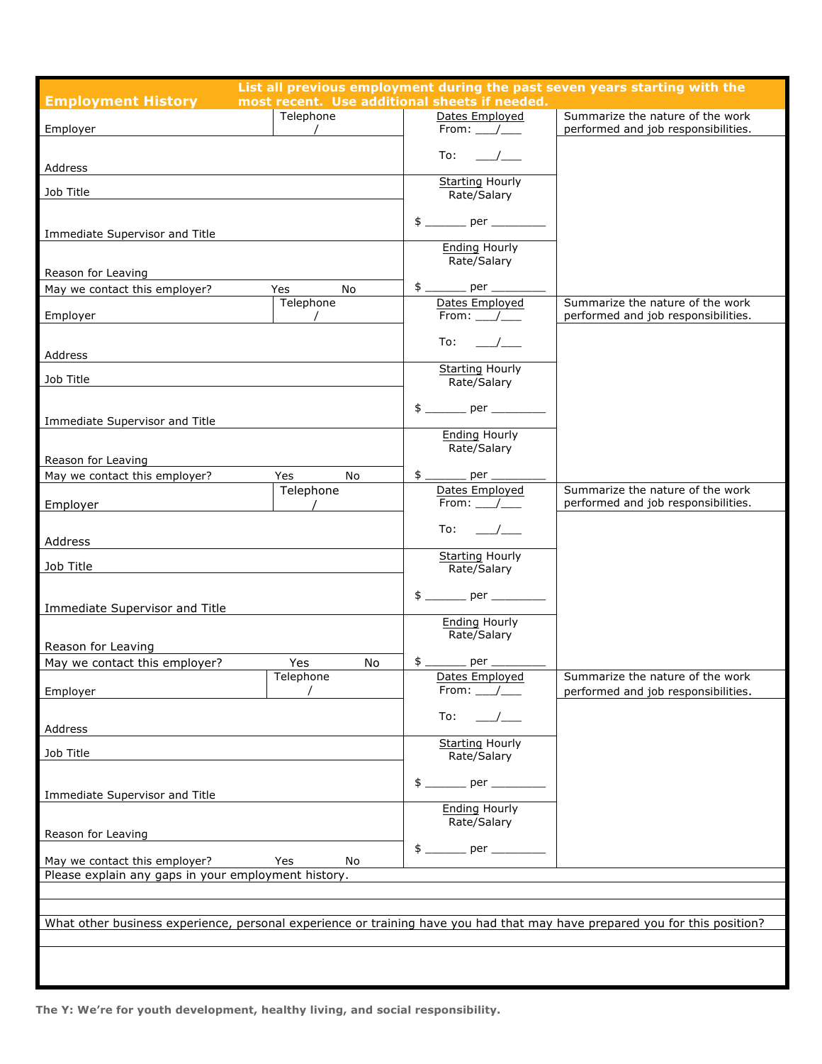## Employment History

**List all previous employment during the past seven years starting with the most recent. Use additional sheets if needed.**

| Employer | Telephone / | Dates Employed From: \_\_\_/\_\_\_ To: \_\_\_/\_\_\_ | Summarize the nature of the work performed and job responsibilities. |
|---|---|---|---|
| Address | | | |
| Job Title | | Starting Hourly Rate/Salary $ \_\_\_\_\_\_ per \_\_\_\_\_\_\_\_ | |
| Immediate Supervisor and Title | | | |
| Reason for Leaving | | Ending Hourly Rate/Salary $ \_\_\_\_\_\_ per \_\_\_\_\_\_\_\_ | |
| May we contact this employer? Yes No | | | |

| Employer | Telephone / | Dates Employed From: \_\_\_/\_\_\_ To: \_\_\_/\_\_\_ | Summarize the nature of the work performed and job responsibilities. |
|---|---|---|---|
| Address | | | |
| Job Title | | Starting Hourly Rate/Salary $ \_\_\_\_\_\_ per \_\_\_\_\_\_\_\_ | |
| Immediate Supervisor and Title | | | |
| Reason for Leaving | | Ending Hourly Rate/Salary $ \_\_\_\_\_\_ per \_\_\_\_\_\_\_\_ | |
| May we contact this employer? Yes No | | | |

| Employer | Telephone / | Dates Employed From: \_\_\_/\_\_\_ To: \_\_\_/\_\_\_ | Summarize the nature of the work performed and job responsibilities. |
|---|---|---|---|
| Address | | | |
| Job Title | | Starting Hourly Rate/Salary $ \_\_\_\_\_\_ per \_\_\_\_\_\_\_\_ | |
| Immediate Supervisor and Title | | | |
| Reason for Leaving | | Ending Hourly Rate/Salary $ \_\_\_\_\_\_ per \_\_\_\_\_\_\_\_ | |
| May we contact this employer? Yes No | | | |

| Employer | Telephone / | Dates Employed From: \_\_\_/\_\_\_ To: \_\_\_/\_\_\_ | Summarize the nature of the work performed and job responsibilities. |
|---|---|---|---|
| Address | | | |
| Job Title | | Starting Hourly Rate/Salary $ \_\_\_\_\_\_ per \_\_\_\_\_\_\_\_ | |
| Immediate Supervisor and Title | | | |
| Reason for Leaving | | Ending Hourly Rate/Salary $ \_\_\_\_\_\_ per \_\_\_\_\_\_\_\_ | |
| May we contact this employer? Yes No | | | |

Please explain any gaps in your employment history.

What other business experience, personal experience or training have you had that may have prepared you for this position?

**The Y: We're for youth development, healthy living, and social responsibility.**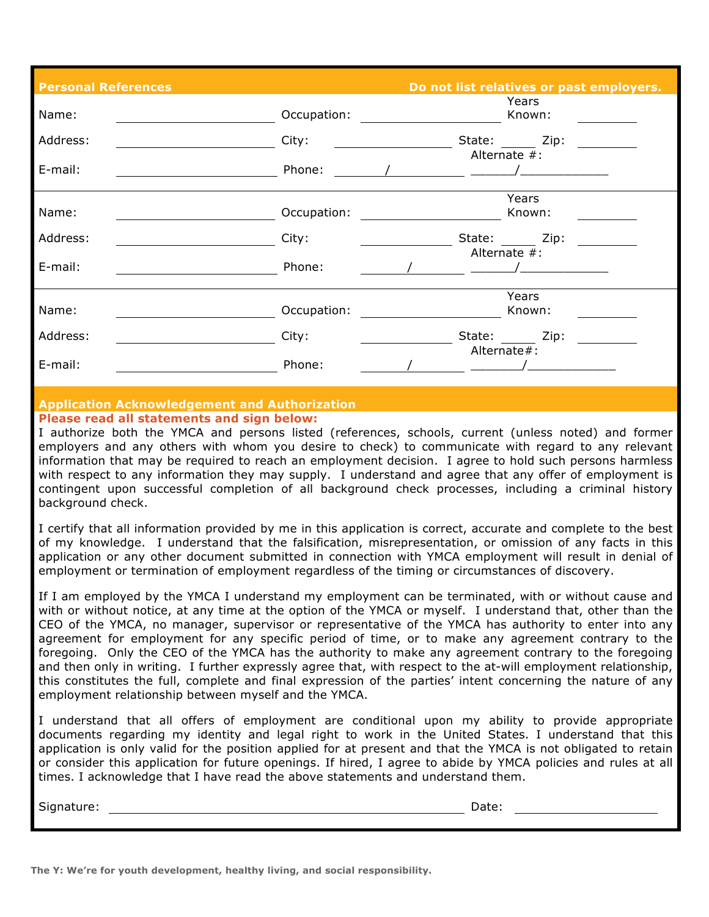## Personal References

**Do not list relatives or past employers.**

Name: ______________________ Occupation: ____________________ Years Known: _________

Address: ______________________ City: _________________ State: _____ Zip: _________

E-mail: ______________________ Phone: _______/___________ Alternate #: ______/____________

---

Name: ______________________ Occupation: ____________________ Years Known: _________

Address: ______________________ City: _________________ State: _____ Zip: _________

E-mail: ______________________ Phone: _______/___________ Alternate #: ______/____________

---

Name: ______________________ Occupation: ____________________ Years Known: _________

Address: ______________________ City: _________________ State: _____ Zip: _________

E-mail: ______________________ Phone: _______/___________ Alternate#: _______/____________

## Application Acknowledgement and Authorization

**Please read all statements and sign below:**

I authorize both the YMCA and persons listed (references, schools, current (unless noted) and former employers and any others with whom you desire to check) to communicate with regard to any relevant information that may be required to reach an employment decision. I agree to hold such persons harmless with respect to any information they may supply. I understand and agree that any offer of employment is contingent upon successful completion of all background check processes, including a criminal history background check.

I certify that all information provided by me in this application is correct, accurate and complete to the best of my knowledge. I understand that the falsification, misrepresentation, or omission of any facts in this application or any other document submitted in connection with YMCA employment will result in denial of employment or termination of employment regardless of the timing or circumstances of discovery.

If I am employed by the YMCA I understand my employment can be terminated, with or without cause and with or without notice, at any time at the option of the YMCA or myself. I understand that, other than the CEO of the YMCA, no manager, supervisor or representative of the YMCA has authority to enter into any agreement for employment for any specific period of time, or to make any agreement contrary to the foregoing. Only the CEO of the YMCA has the authority to make any agreement contrary to the foregoing and then only in writing. I further expressly agree that, with respect to the at-will employment relationship, this constitutes the full, complete and final expression of the parties' intent concerning the nature of any employment relationship between myself and the YMCA.

I understand that all offers of employment are conditional upon my ability to provide appropriate documents regarding my identity and legal right to work in the United States. I understand that this application is only valid for the position applied for at present and that the YMCA is not obligated to retain or consider this application for future openings. If hired, I agree to abide by YMCA policies and rules at all times. I acknowledge that I have read the above statements and understand them.

Signature: ________________________________________________ Date: ____________________

**The Y: We're for youth development, healthy living, and social responsibility.**